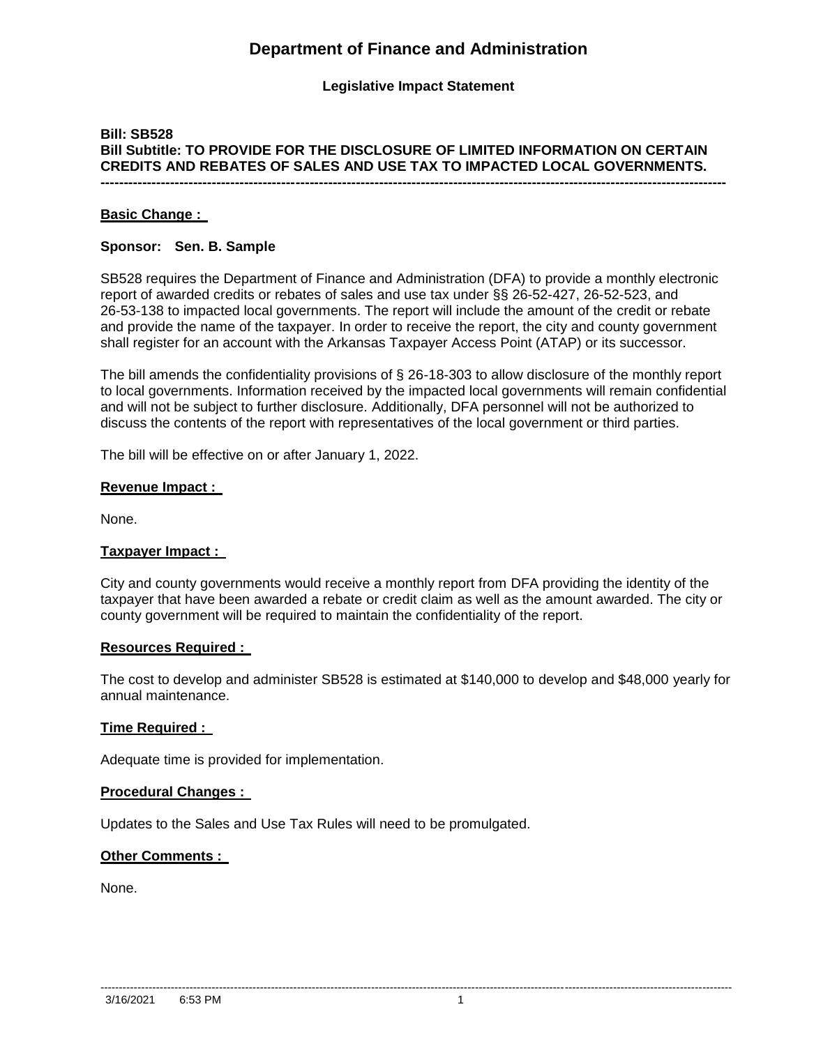# Department of Finance and Administration

**Legislative Impact Statement**

**Bill: SB528**
**Bill Subtitle: TO PROVIDE FOR THE DISCLOSURE OF LIMITED INFORMATION ON CERTAIN CREDITS AND REBATES OF SALES AND USE TAX TO IMPACTED LOCAL GOVERNMENTS.**

---

**Basic Change :**

**Sponsor: Sen. B. Sample**

SB528 requires the Department of Finance and Administration (DFA) to provide a monthly electronic report of awarded credits or rebates of sales and use tax under §§ 26-52-427, 26-52-523, and 26-53-138 to impacted local governments. The report will include the amount of the credit or rebate and provide the name of the taxpayer. In order to receive the report, the city and county government shall register for an account with the Arkansas Taxpayer Access Point (ATAP) or its successor.

The bill amends the confidentiality provisions of § 26-18-303 to allow disclosure of the monthly report to local governments. Information received by the impacted local governments will remain confidential and will not be subject to further disclosure. Additionally, DFA personnel will not be authorized to discuss the contents of the report with representatives of the local government or third parties.

The bill will be effective on or after January 1, 2022.

**Revenue Impact :**

None.

**Taxpayer Impact :**

City and county governments would receive a monthly report from DFA providing the identity of the taxpayer that have been awarded a rebate or credit claim as well as the amount awarded. The city or county government will be required to maintain the confidentiality of the report.

**Resources Required :**

The cost to develop and administer SB528 is estimated at $140,000 to develop and $48,000 yearly for annual maintenance.

**Time Required :**

Adequate time is provided for implementation.

**Procedural Changes :**

Updates to the Sales and Use Tax Rules will need to be promulgated.

**Other Comments :**

None.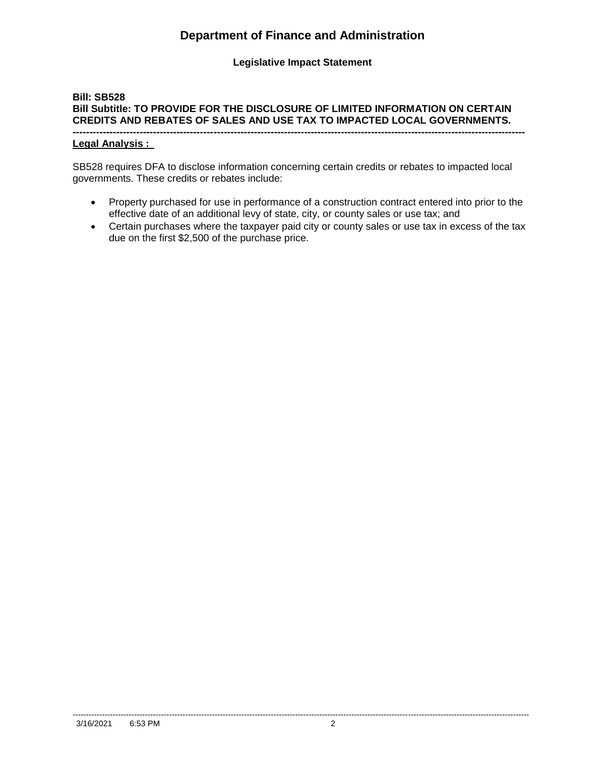# Department of Finance and Administration

**Legislative Impact Statement**

**Bill: SB528**
**Bill Subtitle: TO PROVIDE FOR THE DISCLOSURE OF LIMITED INFORMATION ON CERTAIN CREDITS AND REBATES OF SALES AND USE TAX TO IMPACTED LOCAL GOVERNMENTS.**

---

**Legal Analysis :**

SB528 requires DFA to disclose information concerning certain credits or rebates to impacted local governments. These credits or rebates include:

- Property purchased for use in performance of a construction contract entered into prior to the effective date of an additional levy of state, city, or county sales or use tax; and
- Certain purchases where the taxpayer paid city or county sales or use tax in excess of the tax due on the first $2,500 of the purchase price.